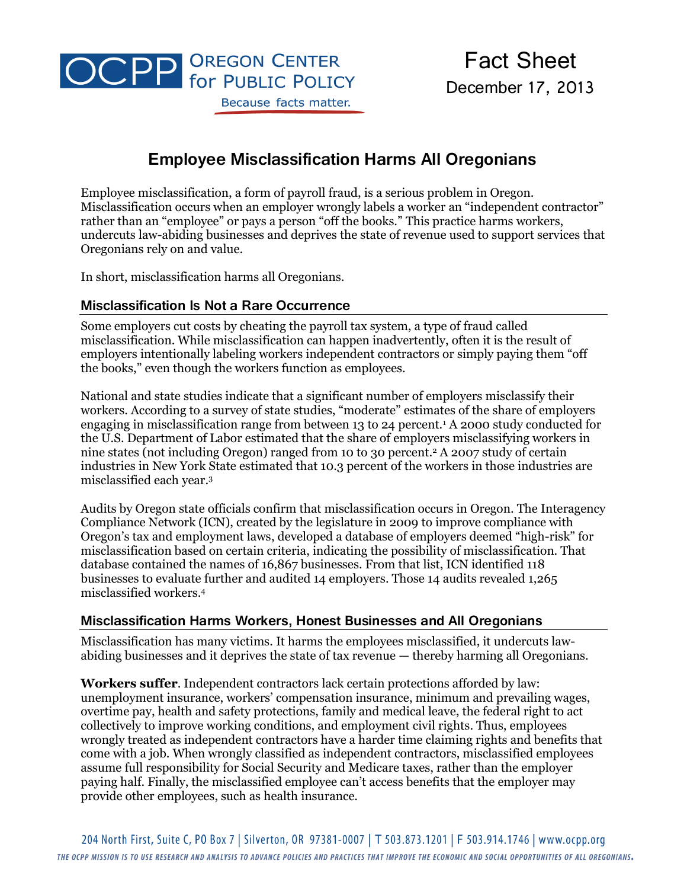OCPP Oregon Center for Public Policy

Because facts matter.

Fact Sheet

December 17, 2013

# Employee Misclassification Harms All Oregonians

Employee misclassification, a form of payroll fraud, is a serious problem in Oregon. Misclassification occurs when an employer wrongly labels a worker an "independent contractor" rather than an "employee" or pays a person "off the books." This practice harms workers, undercuts law-abiding businesses and deprives the state of revenue used to support services that Oregonians rely on and value.

In short, misclassification harms all Oregonians.

## Misclassification Is Not a Rare Occurrence

Some employers cut costs by cheating the payroll tax system, a type of fraud called misclassification. While misclassification can happen inadvertently, often it is the result of employers intentionally labeling workers independent contractors or simply paying them "off the books," even though the workers function as employees.

National and state studies indicate that a significant number of employers misclassify their workers. According to a survey of state studies, "moderate" estimates of the share of employers engaging in misclassification range from between 13 to 24 percent.[1] A 2000 study conducted for the U.S. Department of Labor estimated that the share of employers misclassifying workers in nine states (not including Oregon) ranged from 10 to 30 percent.[2] A 2007 study of certain industries in New York State estimated that 10.3 percent of the workers in those industries are misclassified each year.[3]

Audits by Oregon state officials confirm that misclassification occurs in Oregon. The Interagency Compliance Network (ICN), created by the legislature in 2009 to improve compliance with Oregon's tax and employment laws, developed a database of employers deemed "high-risk" for misclassification based on certain criteria, indicating the possibility of misclassification. That database contained the names of 16,867 businesses. From that list, ICN identified 118 businesses to evaluate further and audited 14 employers. Those 14 audits revealed 1,265 misclassified workers.[4]

## Misclassification Harms Workers, Honest Businesses and All Oregonians

Misclassification has many victims. It harms the employees misclassified, it undercuts law-abiding businesses and it deprives the state of tax revenue — thereby harming all Oregonians.

**Workers suffer**. Independent contractors lack certain protections afforded by law: unemployment insurance, workers' compensation insurance, minimum and prevailing wages, overtime pay, health and safety protections, family and medical leave, the federal right to act collectively to improve working conditions, and employment civil rights. Thus, employees wrongly treated as independent contractors have a harder time claiming rights and benefits that come with a job. When wrongly classified as independent contractors, misclassified employees assume full responsibility for Social Security and Medicare taxes, rather than the employer paying half. Finally, the misclassified employee can't access benefits that the employer may provide other employees, such as health insurance.

204 North First, Suite C, PO Box 7 | Silverton, OR 97381-0007 | T 503.873.1201 | F 503.914.1746 | www.ocpp.org

*THE OCPP MISSION IS TO USE RESEARCH AND ANALYSIS TO ADVANCE POLICIES AND PRACTICES THAT IMPROVE THE ECONOMIC AND SOCIAL OPPORTUNITIES OF ALL OREGONIANS.*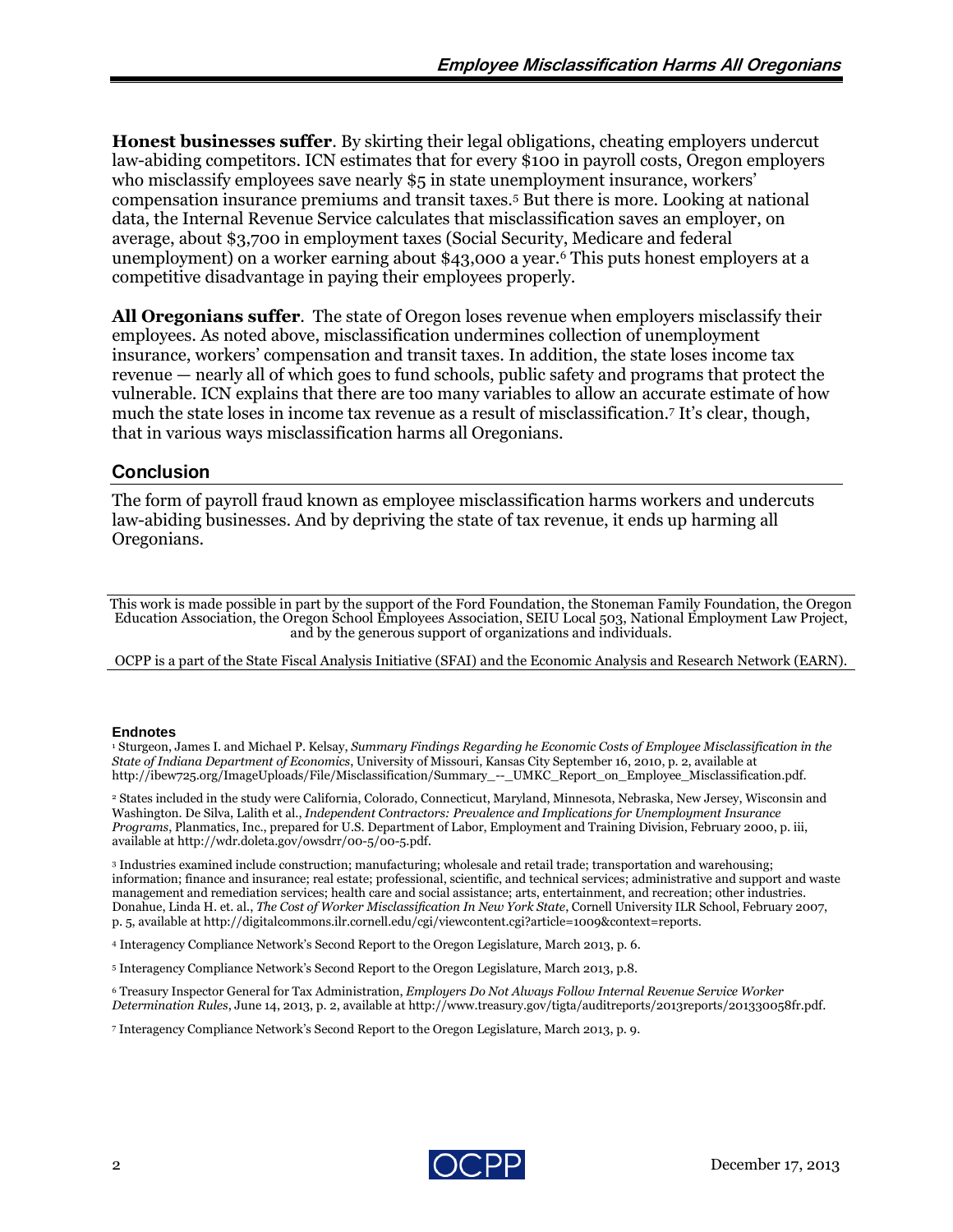**Honest businesses suffer**. By skirting their legal obligations, cheating employers undercut law-abiding competitors. ICN estimates that for every $100 in payroll costs, Oregon employers who misclassify employees save nearly $5 in state unemployment insurance, workers' compensation insurance premiums and transit taxes.[5] But there is more. Looking at national data, the Internal Revenue Service calculates that misclassification saves an employer, on average, about $3,700 in employment taxes (Social Security, Medicare and federal unemployment) on a worker earning about $43,000 a year.[6] This puts honest employers at a competitive disadvantage in paying their employees properly.

**All Oregonians suffer**. The state of Oregon loses revenue when employers misclassify their employees. As noted above, misclassification undermines collection of unemployment insurance, workers' compensation and transit taxes. In addition, the state loses income tax revenue — nearly all of which goes to fund schools, public safety and programs that protect the vulnerable. ICN explains that there are too many variables to allow an accurate estimate of how much the state loses in income tax revenue as a result of misclassification.[7] It's clear, though, that in various ways misclassification harms all Oregonians.

## Conclusion

The form of payroll fraud known as employee misclassification harms workers and undercuts law-abiding businesses. And by depriving the state of tax revenue, it ends up harming all Oregonians.

This work is made possible in part by the support of the Ford Foundation, the Stoneman Family Foundation, the Oregon Education Association, the Oregon School Employees Association, SEIU Local 503, National Employment Law Project, and by the generous support of organizations and individuals.

OCPP is a part of the State Fiscal Analysis Initiative (SFAI) and the Economic Analysis and Research Network (EARN).

### Endnotes

[1] Sturgeon, James I. and Michael P. Kelsay, *Summary Findings Regarding he Economic Costs of Employee Misclassification in the State of Indiana Department of Economics*, University of Missouri, Kansas City September 16, 2010, p. 2, available at http://ibew725.org/ImageUploads/File/Misclassification/Summary_--_UMKC_Report_on_Employee_Misclassification.pdf.

[2] States included in the study were California, Colorado, Connecticut, Maryland, Minnesota, Nebraska, New Jersey, Wisconsin and Washington. De Silva, Lalith et al., *Independent Contractors: Prevalence and Implications for Unemployment Insurance Programs*, Planmatics, Inc., prepared for U.S. Department of Labor, Employment and Training Division, February 2000, p. iii, available at http://wdr.doleta.gov/owsdrr/00-5/00-5.pdf.

[3] Industries examined include construction; manufacturing; wholesale and retail trade; transportation and warehousing; information; finance and insurance; real estate; professional, scientific, and technical services; administrative and support and waste management and remediation services; health care and social assistance; arts, entertainment, and recreation; other industries. Donahue, Linda H. et. al., *The Cost of Worker Misclassification In New York State*, Cornell University ILR School, February 2007, p. 5, available at http://digitalcommons.ilr.cornell.edu/cgi/viewcontent.cgi?article=1009&context=reports.

[4] Interagency Compliance Network's Second Report to the Oregon Legislature, March 2013, p. 6.

[5] Interagency Compliance Network's Second Report to the Oregon Legislature, March 2013, p.8.

[6] Treasury Inspector General for Tax Administration, *Employers Do Not Always Follow Internal Revenue Service Worker Determination Rules*, June 14, 2013, p. 2, available at http://www.treasury.gov/tigta/auditreports/2013reports/201330058fr.pdf.

[7] Interagency Compliance Network's Second Report to the Oregon Legislature, March 2013, p. 9.